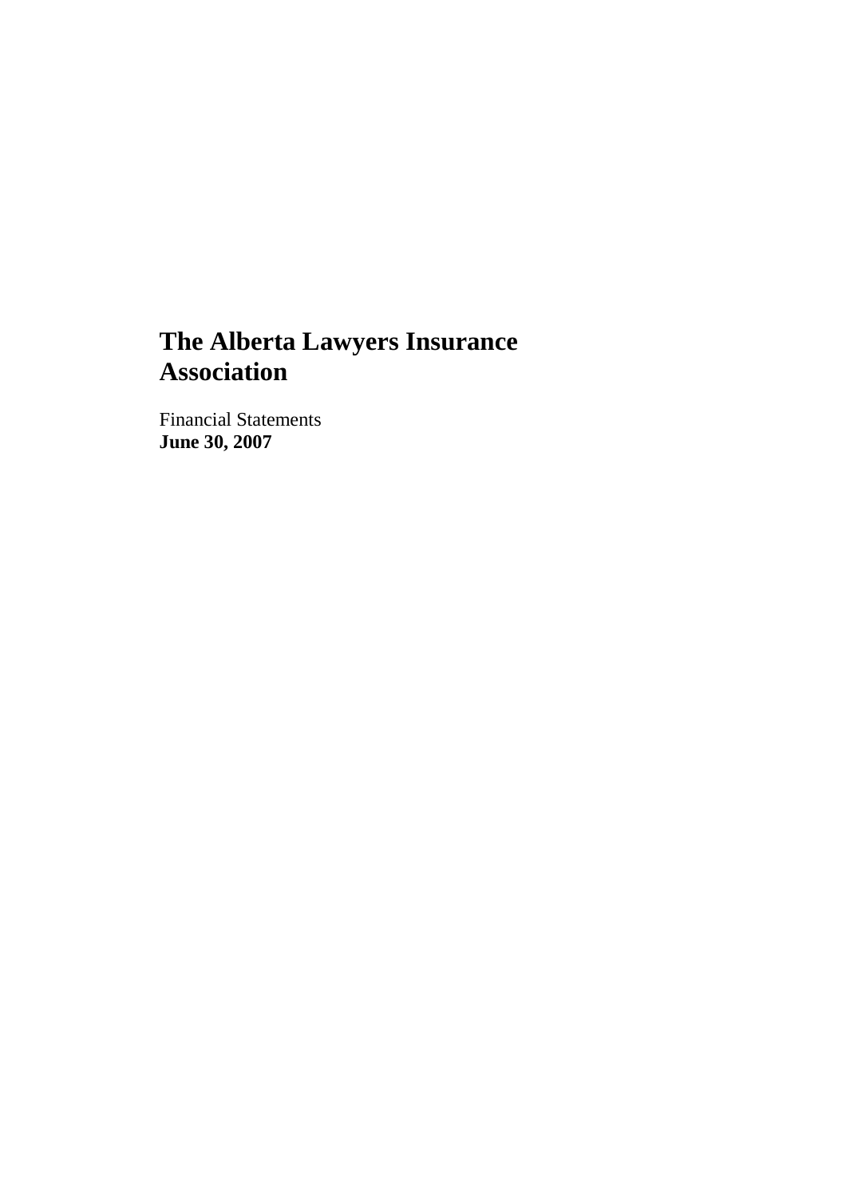# The Alberta Lawyers Insurance Association

Financial Statements
**June 30, 2007**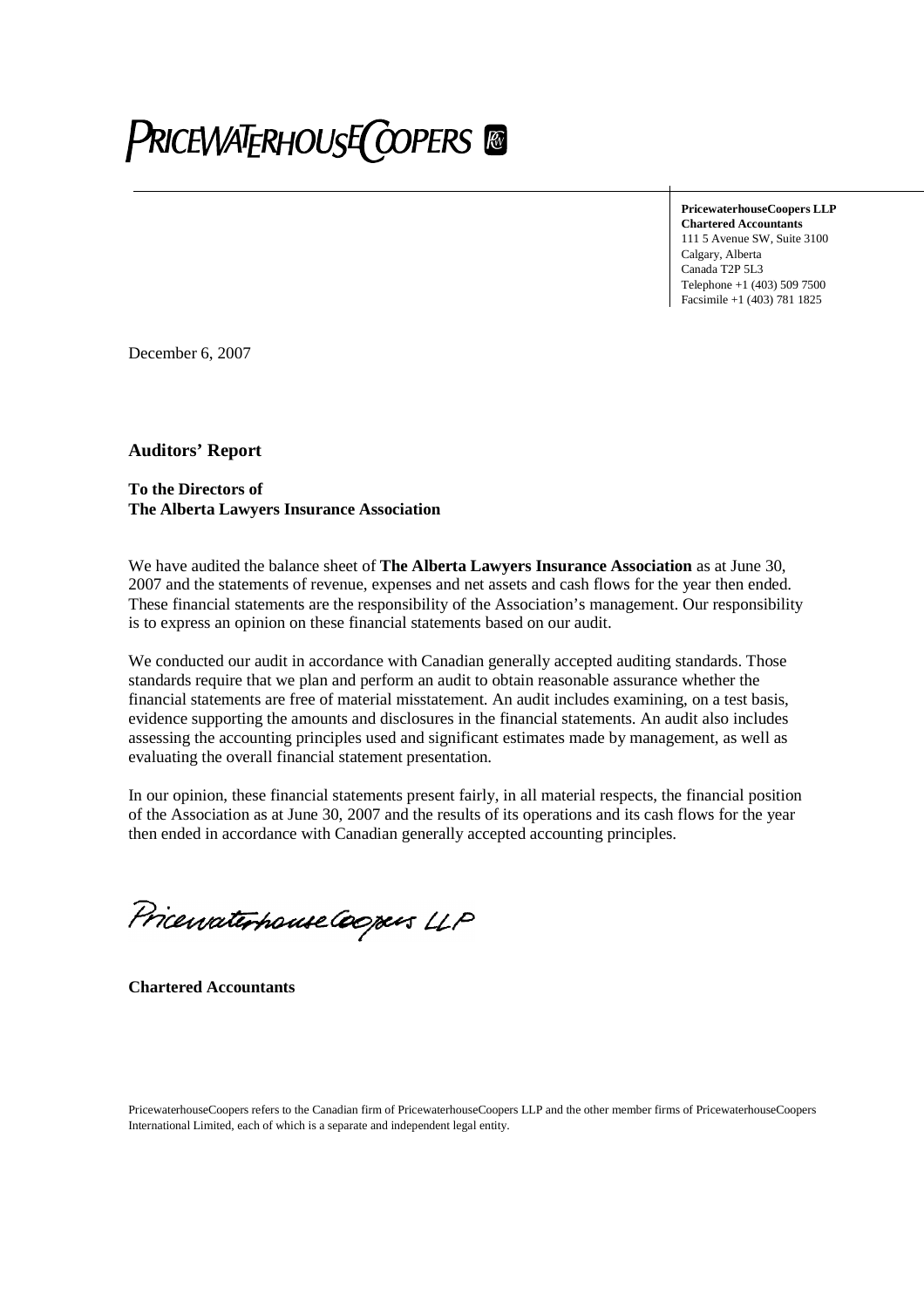**PRICEWATERHOUSECOOPERS**

**PricewaterhouseCoopers LLP**
**Chartered Accountants**
111 5 Avenue SW, Suite 3100
Calgary, Alberta
Canada T2P 5L3
Telephone +1 (403) 509 7500
Facsimile +1 (403) 781 1825

December 6, 2007

## Auditors' Report

**To the Directors of**
**The Alberta Lawyers Insurance Association**

We have audited the balance sheet of **The Alberta Lawyers Insurance Association** as at June 30, 2007 and the statements of revenue, expenses and net assets and cash flows for the year then ended. These financial statements are the responsibility of the Association's management. Our responsibility is to express an opinion on these financial statements based on our audit.

We conducted our audit in accordance with Canadian generally accepted auditing standards. Those standards require that we plan and perform an audit to obtain reasonable assurance whether the financial statements are free of material misstatement. An audit includes examining, on a test basis, evidence supporting the amounts and disclosures in the financial statements. An audit also includes assessing the accounting principles used and significant estimates made by management, as well as evaluating the overall financial statement presentation.

In our opinion, these financial statements present fairly, in all material respects, the financial position of the Association as at June 30, 2007 and the results of its operations and its cash flows for the year then ended in accordance with Canadian generally accepted accounting principles.

PricewaterhouseCoopers LLP

**Chartered Accountants**

PricewaterhouseCoopers refers to the Canadian firm of PricewaterhouseCoopers LLP and the other member firms of PricewaterhouseCoopers International Limited, each of which is a separate and independent legal entity.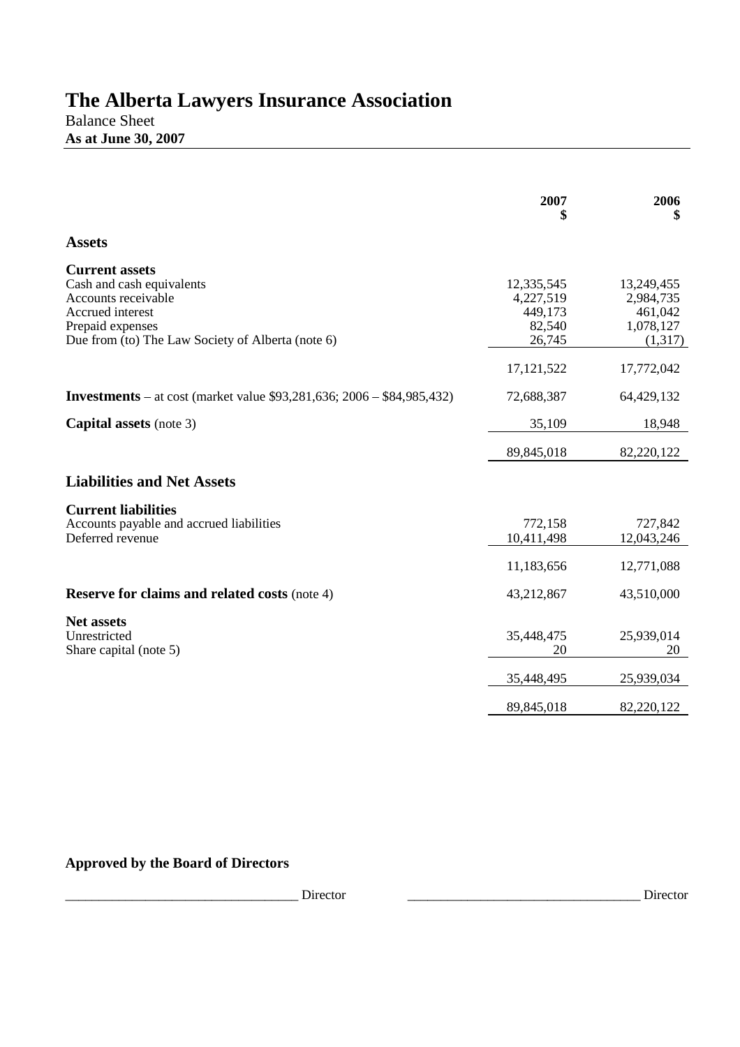# The Alberta Lawyers Insurance Association

Balance Sheet
**As at June 30, 2007**

| | 2007 $ | 2006 $ |
|---|---|---|
| **Assets** | | |
| **Current assets** | | |
| Cash and cash equivalents | 12,335,545 | 13,249,455 |
| Accounts receivable | 4,227,519 | 2,984,735 |
| Accrued interest | 449,173 | 461,042 |
| Prepaid expenses | 82,540 | 1,078,127 |
| Due from (to) The Law Society of Alberta (note 6) | 26,745 | (1,317) |
| | 17,121,522 | 17,772,042 |
| **Investments** – at cost (market value $93,281,636; 2006 – $84,985,432) | 72,688,387 | 64,429,132 |
| **Capital assets** (note 3) | 35,109 | 18,948 |
| | 89,845,018 | 82,220,122 |
| **Liabilities and Net Assets** | | |
| **Current liabilities** | | |
| Accounts payable and accrued liabilities | 772,158 | 727,842 |
| Deferred revenue | 10,411,498 | 12,043,246 |
| | 11,183,656 | 12,771,088 |
| **Reserve for claims and related costs** (note 4) | 43,212,867 | 43,510,000 |
| **Net assets** | | |
| Unrestricted | 35,448,475 | 25,939,014 |
| Share capital (note 5) | 20 | 20 |
| | 35,448,495 | 25,939,034 |
| | 89,845,018 | 82,220,122 |

**Approved by the Board of Directors**

___________________________________ Director ___________________________________ Director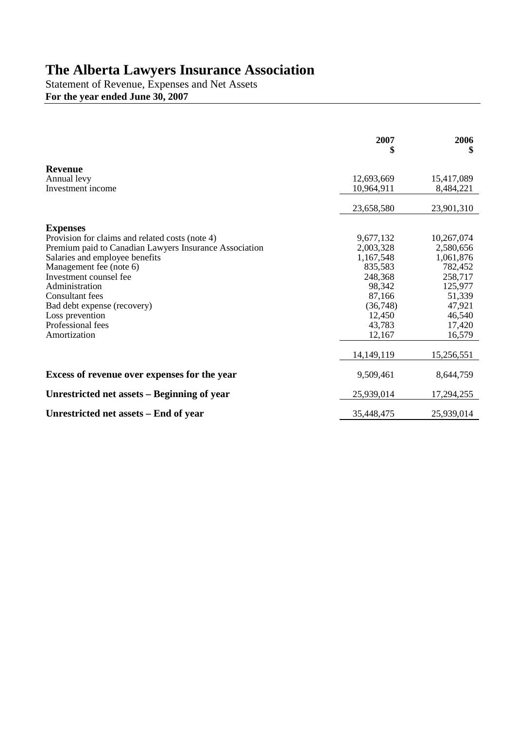# The Alberta Lawyers Insurance Association

Statement of Revenue, Expenses and Net Assets

**For the year ended June 30, 2007**

| | 2007<br>$ | 2006<br>$ |
|---|---:|---:|
| **Revenue** | | |
| Annual levy | 12,693,669 | 15,417,089 |
| Investment income | 10,964,911 | 8,484,221 |
| | 23,658,580 | 23,901,310 |
| **Expenses** | | |
| Provision for claims and related costs (note 4) | 9,677,132 | 10,267,074 |
| Premium paid to Canadian Lawyers Insurance Association | 2,003,328 | 2,580,656 |
| Salaries and employee benefits | 1,167,548 | 1,061,876 |
| Management fee (note 6) | 835,583 | 782,452 |
| Investment counsel fee | 248,368 | 258,717 |
| Administration | 98,342 | 125,977 |
| Consultant fees | 87,166 | 51,339 |
| Bad debt expense (recovery) | (36,748) | 47,921 |
| Loss prevention | 12,450 | 46,540 |
| Professional fees | 43,783 | 17,420 |
| Amortization | 12,167 | 16,579 |
| | 14,149,119 | 15,256,551 |
| **Excess of revenue over expenses for the year** | 9,509,461 | 8,644,759 |
| **Unrestricted net assets – Beginning of year** | 25,939,014 | 17,294,255 |
| **Unrestricted net assets – End of year** | 35,448,475 | 25,939,014 |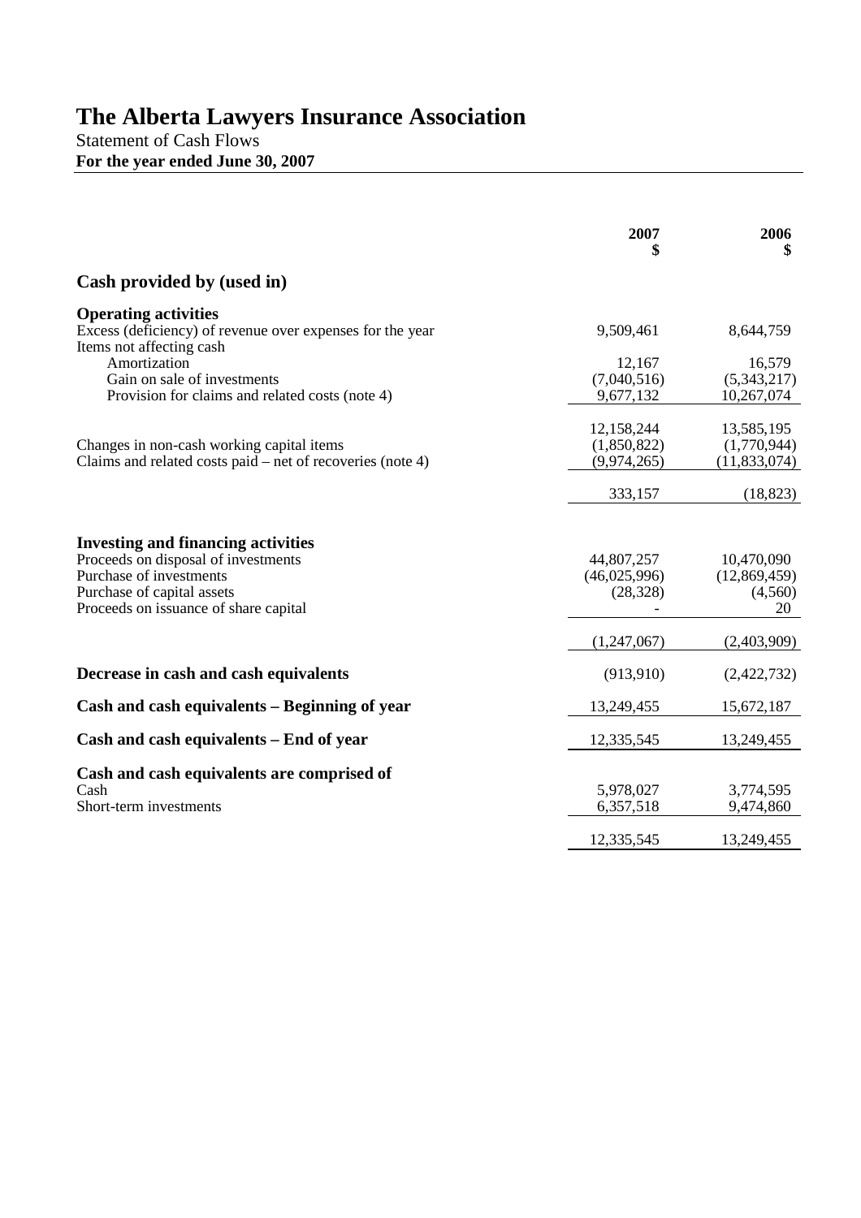# The Alberta Lawyers Insurance Association

Statement of Cash Flows

**For the year ended June 30, 2007**

| | 2007<br>$ | 2006<br>$ |
|---|---:|---:|
| **Cash provided by (used in)** | | |
| **Operating activities** | | |
| Excess (deficiency) of revenue over expenses for the year | 9,509,461 | 8,644,759 |
| Items not affecting cash | | |
| Amortization | 12,167 | 16,579 |
| Gain on sale of investments | (7,040,516) | (5,343,217) |
| Provision for claims and related costs (note 4) | 9,677,132 | 10,267,074 |
| | 12,158,244 | 13,585,195 |
| Changes in non-cash working capital items | (1,850,822) | (1,770,944) |
| Claims and related costs paid – net of recoveries (note 4) | (9,974,265) | (11,833,074) |
| | 333,157 | (18,823) |
| **Investing and financing activities** | | |
| Proceeds on disposal of investments | 44,807,257 | 10,470,090 |
| Purchase of investments | (46,025,996) | (12,869,459) |
| Purchase of capital assets | (28,328) | (4,560) |
| Proceeds on issuance of share capital | - | 20 |
| | (1,247,067) | (2,403,909) |
| **Decrease in cash and cash equivalents** | (913,910) | (2,422,732) |
| **Cash and cash equivalents – Beginning of year** | 13,249,455 | 15,672,187 |
| **Cash and cash equivalents – End of year** | 12,335,545 | 13,249,455 |
| **Cash and cash equivalents are comprised of** | | |
| Cash | 5,978,027 | 3,774,595 |
| Short-term investments | 6,357,518 | 9,474,860 |
| | 12,335,545 | 13,249,455 |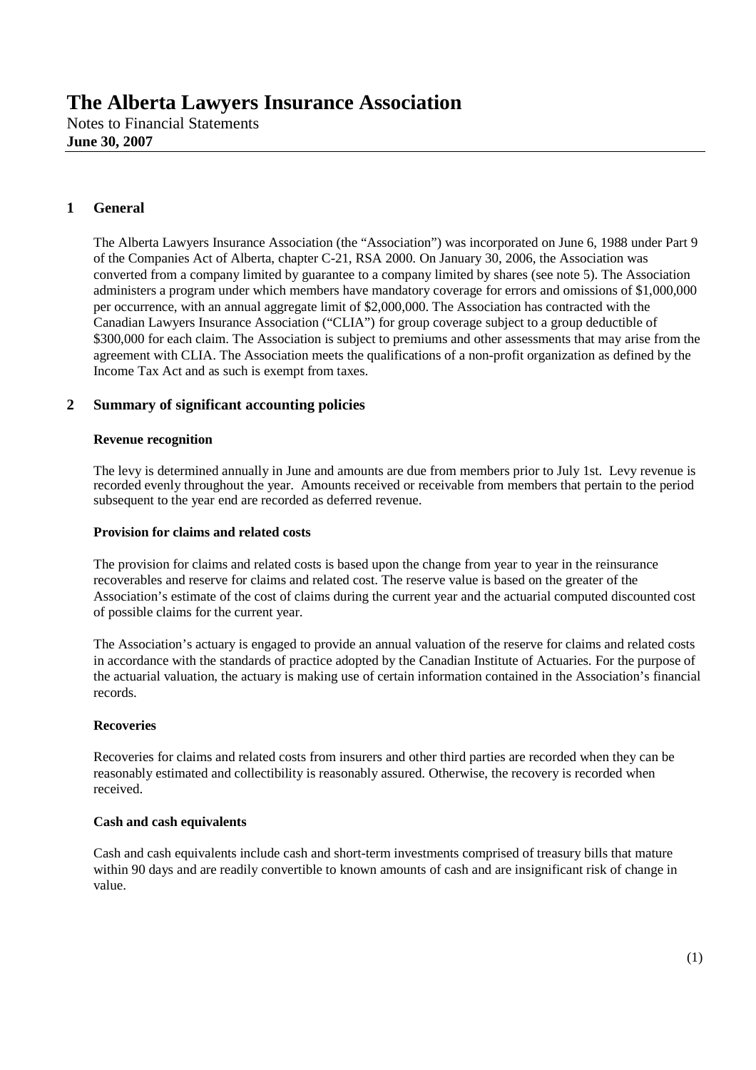# The Alberta Lawyers Insurance Association

Notes to Financial Statements
**June 30, 2007**

## 1 General

The Alberta Lawyers Insurance Association (the "Association") was incorporated on June 6, 1988 under Part 9 of the Companies Act of Alberta, chapter C-21, RSA 2000. On January 30, 2006, the Association was converted from a company limited by guarantee to a company limited by shares (see note 5). The Association administers a program under which members have mandatory coverage for errors and omissions of $1,000,000 per occurrence, with an annual aggregate limit of $2,000,000. The Association has contracted with the Canadian Lawyers Insurance Association ("CLIA") for group coverage subject to a group deductible of $300,000 for each claim. The Association is subject to premiums and other assessments that may arise from the agreement with CLIA. The Association meets the qualifications of a non-profit organization as defined by the Income Tax Act and as such is exempt from taxes.

## 2 Summary of significant accounting policies

### Revenue recognition

The levy is determined annually in June and amounts are due from members prior to July 1st. Levy revenue is recorded evenly throughout the year. Amounts received or receivable from members that pertain to the period subsequent to the year end are recorded as deferred revenue.

### Provision for claims and related costs

The provision for claims and related costs is based upon the change from year to year in the reinsurance recoverables and reserve for claims and related cost. The reserve value is based on the greater of the Association's estimate of the cost of claims during the current year and the actuarial computed discounted cost of possible claims for the current year.

The Association's actuary is engaged to provide an annual valuation of the reserve for claims and related costs in accordance with the standards of practice adopted by the Canadian Institute of Actuaries. For the purpose of the actuarial valuation, the actuary is making use of certain information contained in the Association's financial records.

### Recoveries

Recoveries for claims and related costs from insurers and other third parties are recorded when they can be reasonably estimated and collectibility is reasonably assured. Otherwise, the recovery is recorded when received.

### Cash and cash equivalents

Cash and cash equivalents include cash and short-term investments comprised of treasury bills that mature within 90 days and are readily convertible to known amounts of cash and are insignificant risk of change in value.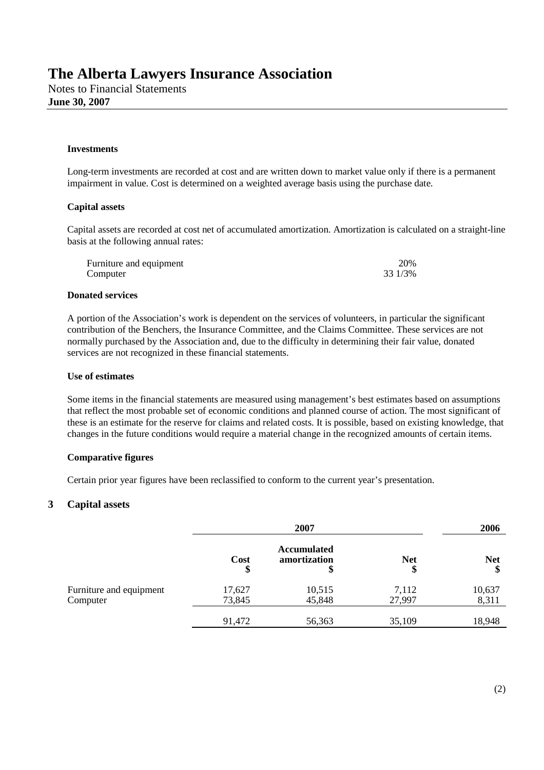### Investments

Long-term investments are recorded at cost and are written down to market value only if there is a permanent impairment in value. Cost is determined on a weighted average basis using the purchase date.

### Capital assets

Capital assets are recorded at cost net of accumulated amortization. Amortization is calculated on a straight-line basis at the following annual rates:

| | |
|---|---|
| Furniture and equipment | 20% |
| Computer | 33 1/3% |

### Donated services

A portion of the Association's work is dependent on the services of volunteers, in particular the significant contribution of the Benchers, the Insurance Committee, and the Claims Committee. These services are not normally purchased by the Association and, due to the difficulty in determining their fair value, donated services are not recognized in these financial statements.

### Use of estimates

Some items in the financial statements are measured using management's best estimates based on assumptions that reflect the most probable set of economic conditions and planned course of action. The most significant of these is an estimate for the reserve for claims and related costs. It is possible, based on existing knowledge, that changes in the future conditions would require a material change in the recognized amounts of certain items.

### Comparative figures

Certain prior year figures have been reclassified to conform to the current year's presentation.

## 3 Capital assets

| | 2007 | | | 2006 |
|---|---|---|---|---|
| | Cost $ | Accumulated amortization $ | Net $ | Net $ |
| Furniture and equipment | 17,627 | 10,515 | 7,112 | 10,637 |
| Computer | 73,845 | 45,848 | 27,997 | 8,311 |
| | 91,472 | 56,363 | 35,109 | 18,948 |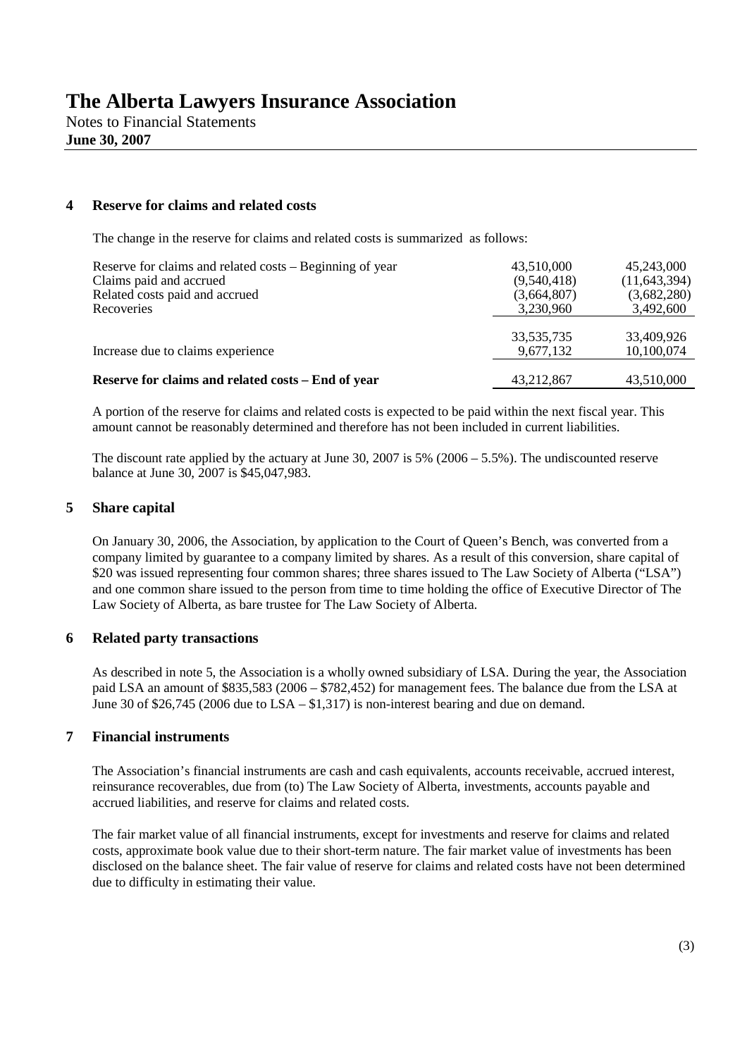# The Alberta Lawyers Insurance Association

Notes to Financial Statements
**June 30, 2007**

## 4 Reserve for claims and related costs

The change in the reserve for claims and related costs is summarized as follows:

| | | |
|---|---|---|
| Reserve for claims and related costs – Beginning of year | 43,510,000 | 45,243,000 |
| Claims paid and accrued | (9,540,418) | (11,643,394) |
| Related costs paid and accrued | (3,664,807) | (3,682,280) |
| Recoveries | 3,230,960 | 3,492,600 |
| | 33,535,735 | 33,409,926 |
| Increase due to claims experience | 9,677,132 | 10,100,074 |
| **Reserve for claims and related costs – End of year** | 43,212,867 | 43,510,000 |

A portion of the reserve for claims and related costs is expected to be paid within the next fiscal year. This amount cannot be reasonably determined and therefore has not been included in current liabilities.

The discount rate applied by the actuary at June 30, 2007 is 5% (2006 – 5.5%). The undiscounted reserve balance at June 30, 2007 is $45,047,983.

## 5 Share capital

On January 30, 2006, the Association, by application to the Court of Queen's Bench, was converted from a company limited by guarantee to a company limited by shares. As a result of this conversion, share capital of $20 was issued representing four common shares; three shares issued to The Law Society of Alberta ("LSA") and one common share issued to the person from time to time holding the office of Executive Director of The Law Society of Alberta, as bare trustee for The Law Society of Alberta.

## 6 Related party transactions

As described in note 5, the Association is a wholly owned subsidiary of LSA. During the year, the Association paid LSA an amount of $835,583 (2006 – $782,452) for management fees. The balance due from the LSA at June 30 of $26,745 (2006 due to LSA – $1,317) is non-interest bearing and due on demand.

## 7 Financial instruments

The Association's financial instruments are cash and cash equivalents, accounts receivable, accrued interest, reinsurance recoverables, due from (to) The Law Society of Alberta, investments, accounts payable and accrued liabilities, and reserve for claims and related costs.

The fair market value of all financial instruments, except for investments and reserve for claims and related costs, approximate book value due to their short-term nature. The fair market value of investments has been disclosed on the balance sheet. The fair value of reserve for claims and related costs have not been determined due to difficulty in estimating their value.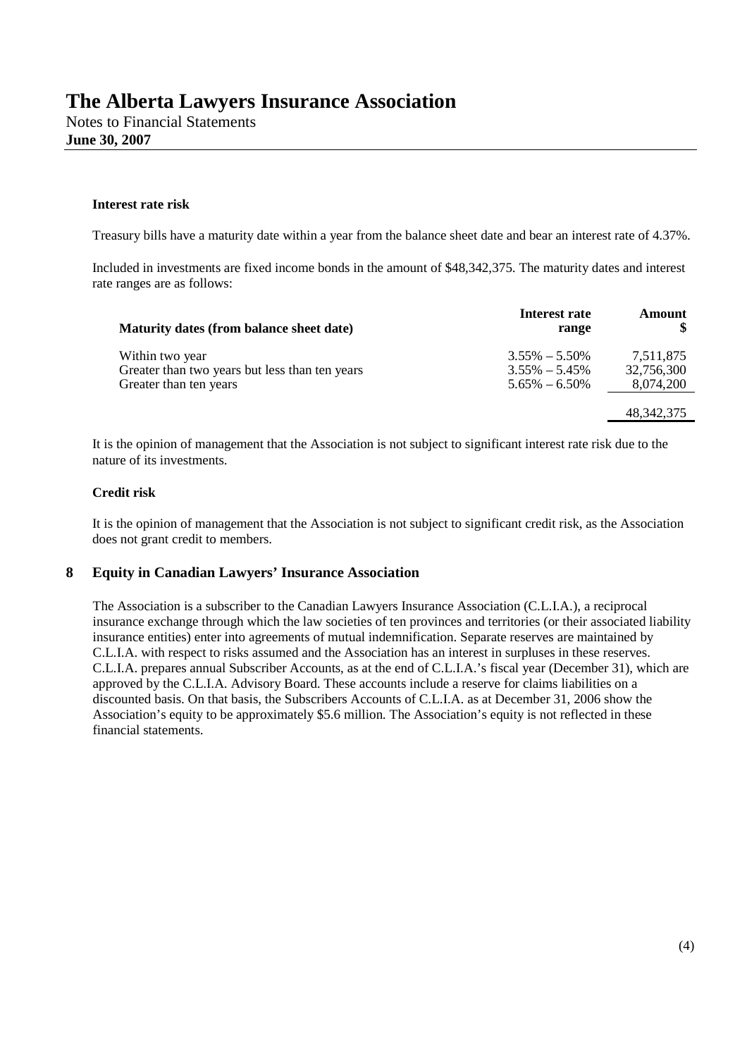# The Alberta Lawyers Insurance Association

Notes to Financial Statements
**June 30, 2007**

**Interest rate risk**

Treasury bills have a maturity date within a year from the balance sheet date and bear an interest rate of 4.37%.

Included in investments are fixed income bonds in the amount of $48,342,375. The maturity dates and interest rate ranges are as follows:

| Maturity dates (from balance sheet date) | Interest rate range | Amount $ |
|---|---|---|
| Within two year | 3.55% – 5.50% | 7,511,875 |
| Greater than two years but less than ten years | 3.55% – 5.45% | 32,756,300 |
| Greater than ten years | 5.65% – 6.50% | 8,074,200 |
| | | 48,342,375 |

It is the opinion of management that the Association is not subject to significant interest rate risk due to the nature of its investments.

**Credit risk**

It is the opinion of management that the Association is not subject to significant credit risk, as the Association does not grant credit to members.

## 8 Equity in Canadian Lawyers' Insurance Association

The Association is a subscriber to the Canadian Lawyers Insurance Association (C.L.I.A.), a reciprocal insurance exchange through which the law societies of ten provinces and territories (or their associated liability insurance entities) enter into agreements of mutual indemnification. Separate reserves are maintained by C.L.I.A. with respect to risks assumed and the Association has an interest in surpluses in these reserves. C.L.I.A. prepares annual Subscriber Accounts, as at the end of C.L.I.A.'s fiscal year (December 31), which are approved by the C.L.I.A. Advisory Board. These accounts include a reserve for claims liabilities on a discounted basis. On that basis, the Subscribers Accounts of C.L.I.A. as at December 31, 2006 show the Association's equity to be approximately $5.6 million. The Association's equity is not reflected in these financial statements.